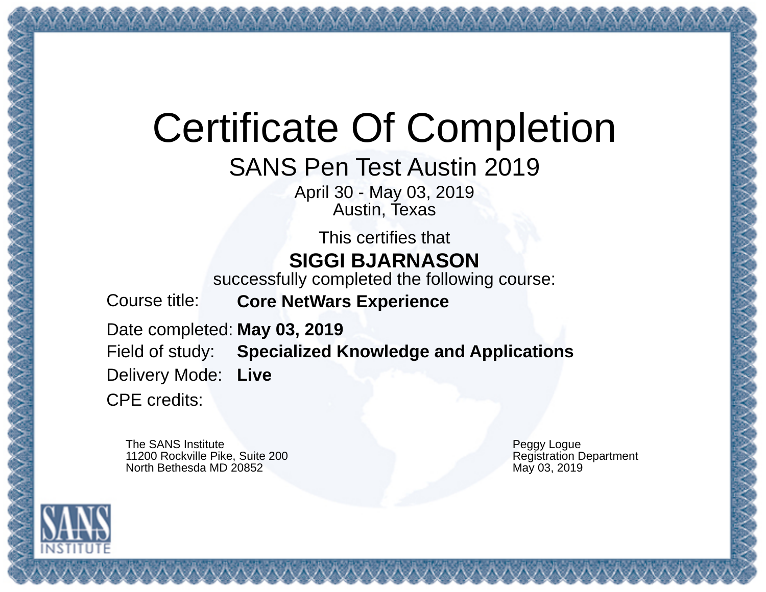# Certificate Of Completion

## SANS Pen Test Austin 2019

April 30 - May 03, 2019
Austin, Texas

This certifies that

**SIGGI BJARNASON**

successfully completed the following course:

Course title: **Core NetWars Experience**

Date completed: **May 03, 2019**

Field of study: **Specialized Knowledge and Applications**

Delivery Mode: **Live**

CPE credits:

The SANS Institute
11200 Rockville Pike, Suite 200
North Bethesda MD 20852

Peggy Logue
Registration Department
May 03, 2019

SANS INSTITUTE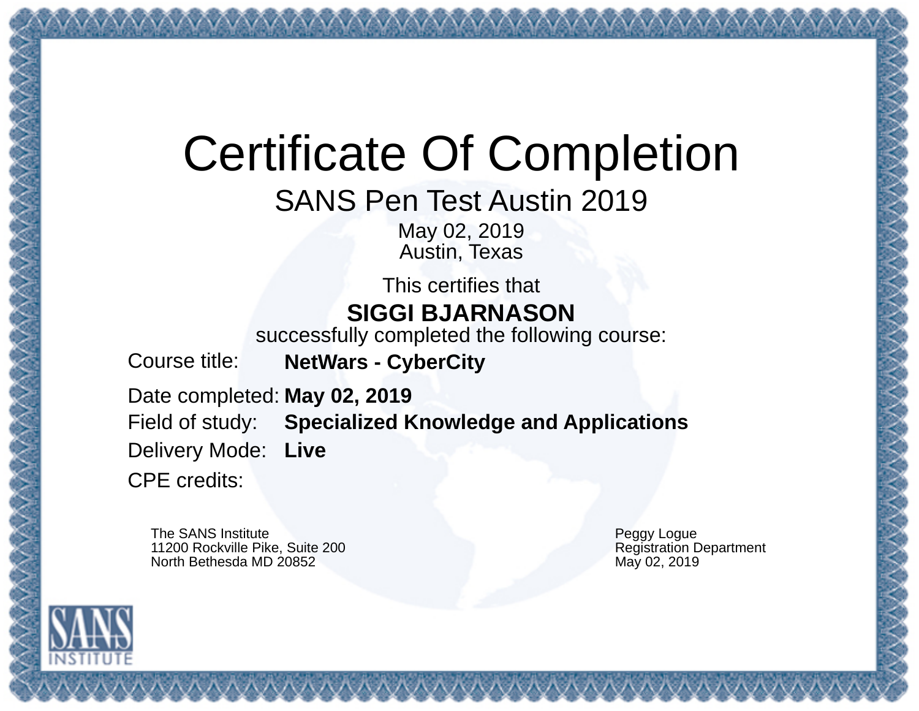# Certificate Of Completion

## SANS Pen Test Austin 2019

May 02, 2019
Austin, Texas

This certifies that

**SIGGI BJARNASON**

successfully completed the following course:

Course title: **NetWars - CyberCity**

Date completed: **May 02, 2019**

Field of study: **Specialized Knowledge and Applications**

Delivery Mode: **Live**

CPE credits:

The SANS Institute
11200 Rockville Pike, Suite 200
North Bethesda MD 20852

Peggy Logue
Registration Department
May 02, 2019

SANS INSTITUTE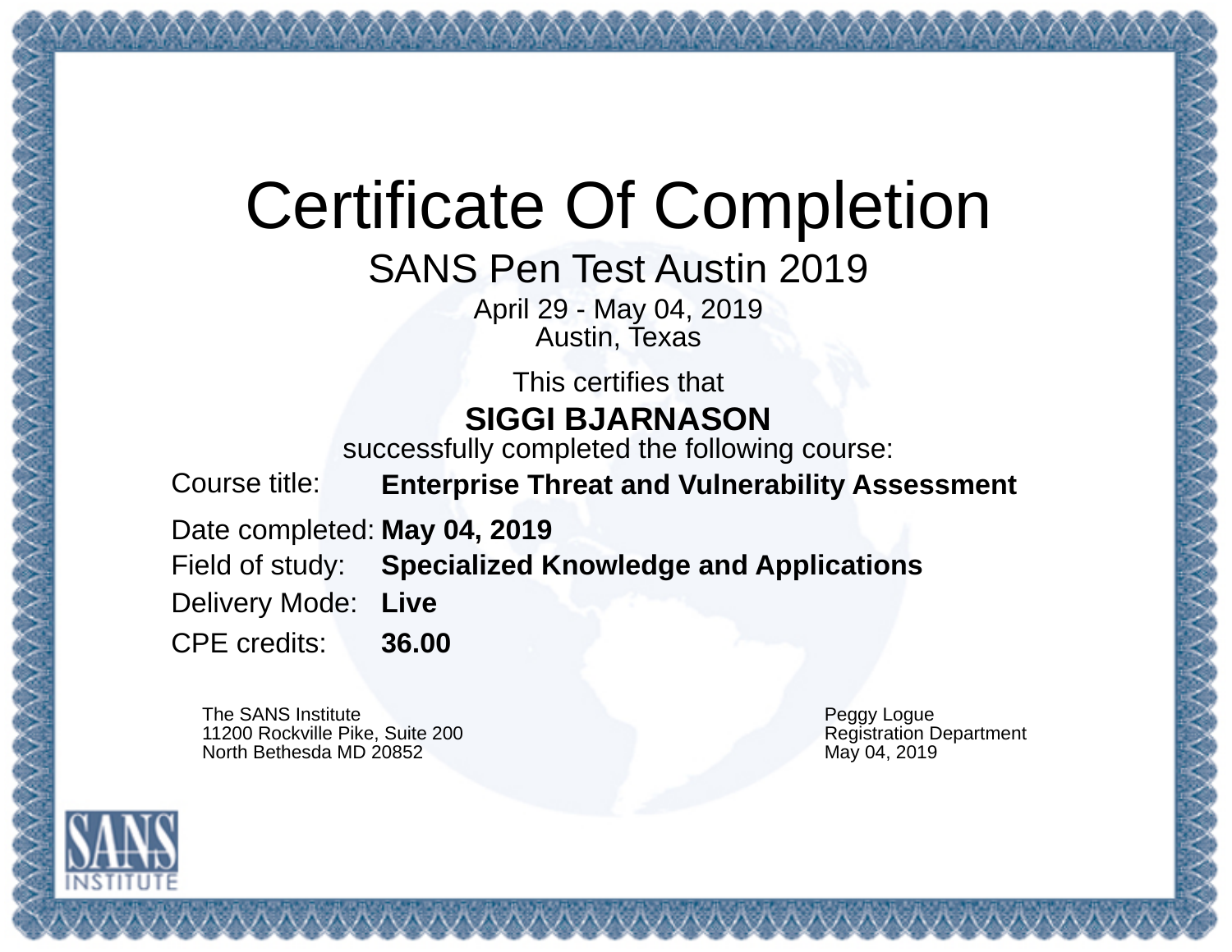# Certificate Of Completion

## SANS Pen Test Austin 2019

April 29 - May 04, 2019
Austin, Texas

This certifies that

**SIGGI BJARNASON**

successfully completed the following course:

| | |
|---|---|
| Course title: | **Enterprise Threat and Vulnerability Assessment** |
| Date completed: | **May 04, 2019** |
| Field of study: | **Specialized Knowledge and Applications** |
| Delivery Mode: | **Live** |
| CPE credits: | **36.00** |

The SANS Institute
11200 Rockville Pike, Suite 200
North Bethesda MD 20852

Peggy Logue
Registration Department
May 04, 2019

SANS INSTITUTE